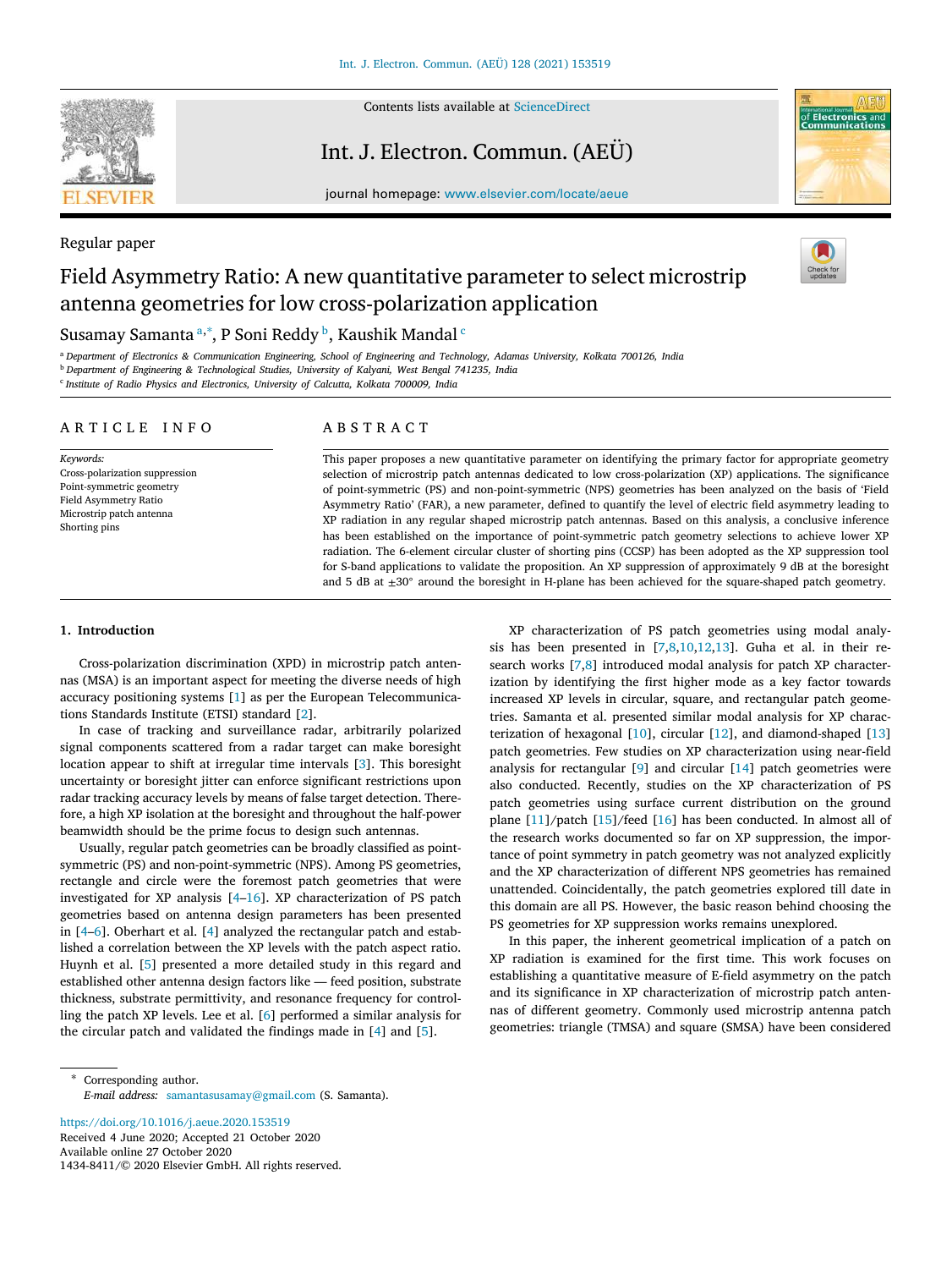Regular paper

# Field Asymmetry Ratio: A new quantitative parameter to select microstrip antenna geometries for low cross-polarization application

Susamay Samanta [a,*], P Soni Reddy [b], Kaushik Mandal [c]

[a] Department of Electronics & Communication Engineering, School of Engineering and Technology, Adamas University, Kolkata 700126, India
[b] Department of Engineering & Technological Studies, University of Kalyani, West Bengal 741235, India
[c] Institute of Radio Physics and Electronics, University of Calcutta, Kolkata 700009, India

## ARTICLE INFO

*Keywords:*
Cross-polarization suppression
Point-symmetric geometry
Field Asymmetry Ratio
Microstrip patch antenna
Shorting pins

## ABSTRACT

This paper proposes a new quantitative parameter on identifying the primary factor for appropriate geometry selection of microstrip patch antennas dedicated to low cross-polarization (XP) applications. The significance of point-symmetric (PS) and non-point-symmetric (NPS) geometries has been analyzed on the basis of 'Field Asymmetry Ratio' (FAR), a new parameter, defined to quantify the level of electric field asymmetry leading to XP radiation in any regular shaped microstrip patch antennas. Based on this analysis, a conclusive inference has been established on the importance of point-symmetric patch geometry selections to achieve lower XP radiation. The 6-element circular cluster of shorting pins (CCSP) has been adopted as the XP suppression tool for S-band applications to validate the proposition. An XP suppression of approximately 9 dB at the boresight and 5 dB at ±30° around the boresight in H-plane has been achieved for the square-shaped patch geometry.

## 1. Introduction

Cross-polarization discrimination (XPD) in microstrip patch antennas (MSA) is an important aspect for meeting the diverse needs of high accuracy positioning systems [1] as per the European Telecommunications Standards Institute (ETSI) standard [2].

In case of tracking and surveillance radar, arbitrarily polarized signal components scattered from a radar target can make boresight location appear to shift at irregular time intervals [3]. This boresight uncertainty or boresight jitter can enforce significant restrictions upon radar tracking accuracy levels by means of false target detection. Therefore, a high XP isolation at the boresight and throughout the half-power beamwidth should be the prime focus to design such antennas.

Usually, regular patch geometries can be broadly classified as point-symmetric (PS) and non-point-symmetric (NPS). Among PS geometries, rectangle and circle were the foremost patch geometries that were investigated for XP analysis [4–16]. XP characterization of PS patch geometries based on antenna design parameters has been presented in [4–6]. Oberhart et al. [4] analyzed the rectangular patch and established a correlation between the XP levels with the patch aspect ratio. Huynh et al. [5] presented a more detailed study in this regard and established other antenna design factors like — feed position, substrate thickness, substrate permittivity, and resonance frequency for controlling the patch XP levels. Lee et al. [6] performed a similar analysis for the circular patch and validated the findings made in [4] and [5].

XP characterization of PS patch geometries using modal analysis has been presented in [7,8,10,12,13]. Guha et al. in their research works [7,8] introduced modal analysis for patch XP characterization by identifying the first higher mode as a key factor towards increased XP levels in circular, square, and rectangular patch geometries. Samanta et al. presented similar modal analysis for XP characterization of hexagonal [10], circular [12], and diamond-shaped [13] patch geometries. Few studies on XP characterization using near-field analysis for rectangular [9] and circular [14] patch geometries were also conducted. Recently, studies on the XP characterization of PS patch geometries using surface current distribution on the ground plane [11]/patch [15]/feed [16] has been conducted. In almost all of the research works documented so far on XP suppression, the importance of point symmetry in patch geometry was not analyzed explicitly and the XP characterization of different NPS geometries has remained unattended. Coincidentally, the patch geometries explored till date in this domain are all PS. However, the basic reason behind choosing the PS geometries for XP suppression works remains unexplored.

In this paper, the inherent geometrical implication of a patch on XP radiation is examined for the first time. This work focuses on establishing a quantitative measure of E-field asymmetry on the patch and its significance in XP characterization of microstrip patch antennas of different geometry. Commonly used microstrip antenna patch geometries: triangle (TMSA) and square (SMSA) have been considered

* Corresponding author.
*E-mail address:* samantasusamay@gmail.com (S. Samanta).

https://doi.org/10.1016/j.aeue.2020.153519
Received 4 June 2020; Accepted 21 October 2020
Available online 27 October 2020
1434-8411/© 2020 Elsevier GmbH. All rights reserved.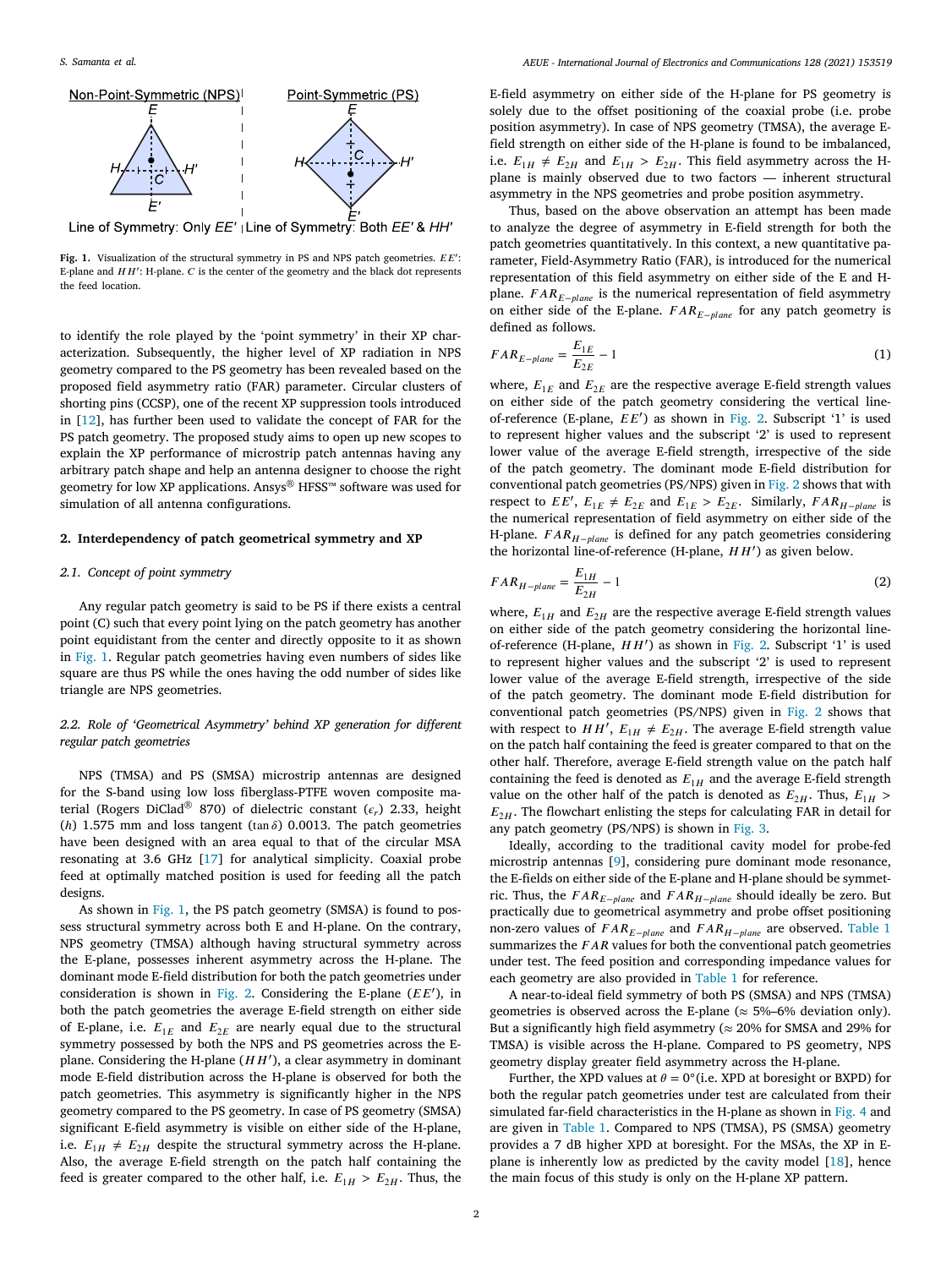Non-Point-Symmetric (NPS) | Point-Symmetric (PS)

Line of Symmetry: Only $EE'$ | Line of Symmetry: Both $EE'$ & $HH'$

**Fig. 1.** Visualization of the structural symmetry in PS and NPS patch geometries. $EE'$: E-plane and $HH'$: H-plane. $C$ is the center of the geometry and the black dot represents the feed location.

to identify the role played by the 'point symmetry' in their XP characterization. Subsequently, the higher level of XP radiation in NPS geometry compared to the PS geometry has been revealed based on the proposed field asymmetry ratio (FAR) parameter. Circular clusters of shorting pins (CCSP), one of the recent XP suppression tools introduced in [12], has further been used to validate the concept of FAR for the PS patch geometry. The proposed study aims to open up new scopes to explain the XP performance of microstrip patch antennas having any arbitrary patch shape and help an antenna designer to choose the right geometry for low XP applications. Ansys® HFSS™ software was used for simulation of all antenna configurations.

## 2. Interdependency of patch geometrical symmetry and XP

### 2.1. Concept of point symmetry

Any regular patch geometry is said to be PS if there exists a central point (C) such that every point lying on the patch geometry has another point equidistant from the center and directly opposite to it as shown in Fig. 1. Regular patch geometries having even numbers of sides like square are thus PS while the ones having the odd number of sides like triangle are NPS geometries.

### 2.2. Role of 'Geometrical Asymmetry' behind XP generation for different regular patch geometries

NPS (TMSA) and PS (SMSA) microstrip antennas are designed for the S-band using low loss fiberglass-PTFE woven composite material (Rogers DiClad® 870) of dielectric constant ($\epsilon_r$) 2.33, height ($h$) 1.575 mm and loss tangent ($\tan\delta$) 0.0013. The patch geometries have been designed with an area equal to that of the circular MSA resonating at 3.6 GHz [17] for analytical simplicity. Coaxial probe feed at optimally matched position is used for feeding all the patch designs.

As shown in Fig. 1, the PS patch geometry (SMSA) is found to possess structural symmetry across both E and H-plane. On the contrary, NPS geometry (TMSA) although having structural symmetry across the E-plane, possesses inherent asymmetry across the H-plane. The dominant mode E-field distribution for both the patch geometries under consideration is shown in Fig. 2. Considering the E-plane ($EE'$), in both the patch geometries the average E-field strength on either side of E-plane, i.e. $E_{1E}$ and $E_{2E}$ are nearly equal due to the structural symmetry possessed by both the NPS and PS geometries across the E-plane. Considering the H-plane ($HH'$), a clear asymmetry in dominant mode E-field distribution across the H-plane is observed for both the patch geometries. This asymmetry is significantly higher in the NPS geometry compared to the PS geometry. In case of PS geometry (SMSA) significant E-field asymmetry is visible on either side of the H-plane, i.e. $E_{1H} \neq E_{2H}$ despite the structural symmetry across the H-plane. Also, the average E-field strength on the patch half containing the feed is greater compared to the other half, i.e. $E_{1H} > E_{2H}$. Thus, the E-field asymmetry on either side of the H-plane for PS geometry is solely due to the offset positioning of the coaxial probe (i.e. probe position asymmetry). In case of NPS geometry (TMSA), the average E-field strength on either side of the H-plane is found to be imbalanced, i.e. $E_{1H} \neq E_{2H}$ and $E_{1H} > E_{2H}$. This field asymmetry across the H-plane is mainly observed due to two factors — inherent structural asymmetry in the NPS geometries and probe position asymmetry.

Thus, based on the above observation an attempt has been made to analyze the degree of asymmetry in E-field strength for both the patch geometries quantitatively. In this context, a new quantitative parameter, Field-Asymmetry Ratio (FAR), is introduced for the numerical representation of this field asymmetry on either side of the E and H-plane. $FAR_{E-plane}$ is the numerical representation of field asymmetry on either side of the E-plane. $FAR_{E-plane}$ for any patch geometry is defined as follows.

$$FAR_{E-plane} = \frac{E_{1E}}{E_{2E}} - 1 \tag{1}$$

where, $E_{1E}$ and $E_{2E}$ are the respective average E-field strength values on either side of the patch geometry considering the vertical line-of-reference (E-plane, $EE'$) as shown in Fig. 2. Subscript '1' is used to represent higher values and the subscript '2' is used to represent lower value of the average E-field strength, irrespective of the side of the patch geometry. The dominant mode E-field distribution for conventional patch geometries (PS/NPS) given in Fig. 2 shows that with respect to $EE'$, $E_{1E} \neq E_{2E}$ and $E_{1E} > E_{2E}$. Similarly, $FAR_{H-plane}$ is the numerical representation of field asymmetry on either side of the H-plane. $FAR_{H-plane}$ is defined for any patch geometries considering the horizontal line-of-reference (H-plane, $HH'$) as given below.

$$FAR_{H-plane} = \frac{E_{1H}}{E_{2H}} - 1 \tag{2}$$

where, $E_{1H}$ and $E_{2H}$ are the respective average E-field strength values on either side of the patch geometry considering the horizontal line-of-reference (H-plane, $HH'$) as shown in Fig. 2. Subscript '1' is used to represent higher values and the subscript '2' is used to represent lower value of the average E-field strength, irrespective of the side of the patch geometry. The dominant mode E-field distribution for conventional patch geometries (PS/NPS) given in Fig. 2 shows that with respect to $HH'$, $E_{1H} \neq E_{2H}$. The average E-field strength value on the patch half containing the feed is greater compared to that on the other half. Therefore, average E-field strength value on the patch half containing the feed is denoted as $E_{1H}$ and the average E-field strength value on the other half of the patch is denoted as $E_{2H}$. Thus, $E_{1H} > E_{2H}$. The flowchart enlisting the steps for calculating FAR in detail for any patch geometry (PS/NPS) is shown in Fig. 3.

Ideally, according to the traditional cavity model for probe-fed microstrip antennas [9], considering pure dominant mode resonance, the E-fields on either side of the E-plane and H-plane should be symmetric. Thus, the $FAR_{E-plane}$ and $FAR_{H-plane}$ should ideally be zero. But practically due to geometrical asymmetry and probe offset positioning non-zero values of $FAR_{E-plane}$ and $FAR_{H-plane}$ are observed. Table 1 summarizes the $FAR$ values for both the conventional patch geometries under test. The feed position and corresponding impedance values for each geometry are also provided in Table 1 for reference.

A near-to-ideal field symmetry of both PS (SMSA) and NPS (TMSA) geometries is observed across the E-plane (≈ 5%–6% deviation only). But a significantly high field asymmetry (≈ 20% for SMSA and 29% for TMSA) is visible across the H-plane. Compared to PS geometry, NPS geometry display greater field asymmetry across the H-plane.

Further, the XPD values at $\theta = 0°$(i.e. XPD at boresight or BXPD) for both the regular patch geometries under test are calculated from their simulated far-field characteristics in the H-plane as shown in Fig. 4 and are given in Table 1. Compared to NPS (TMSA), PS (SMSA) geometry provides a 7 dB higher XPD at boresight. For the MSAs, the XP in E-plane is inherently low as predicted by the cavity model [18], hence the main focus of this study is only on the H-plane XP pattern.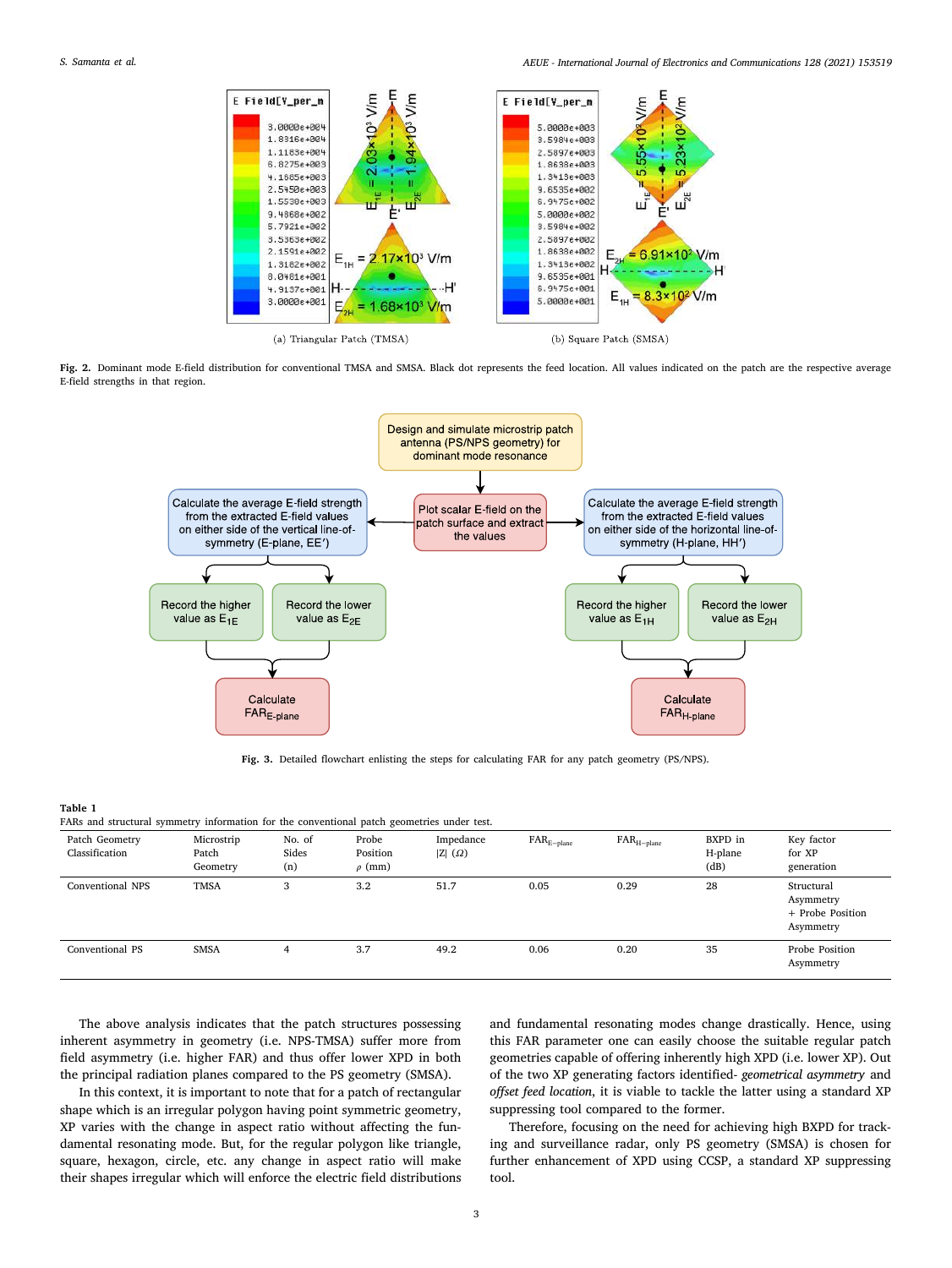(a) Triangular Patch (TMSA)

(b) Square Patch (SMSA)

**Fig. 2.** Dominant mode E-field distribution for conventional TMSA and SMSA. Black dot represents the feed location. All values indicated on the patch are the respective average E-field strengths in that region.

**Fig. 3.** Detailed flowchart enlisting the steps for calculating FAR for any patch geometry (PS/NPS).

**Table 1**
FARs and structural symmetry information for the conventional patch geometries under test.

| Patch Geometry Classification | Microstrip Patch Geometry | No. of Sides (n) | Probe Position $\rho$ (mm) | Impedance $\|Z\|$ ($\Omega$) | $FAR_{E-plane}$ | $FAR_{H-plane}$ | BXPD in H-plane (dB) | Key factor for XP generation |
|---|---|---|---|---|---|---|---|---|
| Conventional NPS | TMSA | 3 | 3.2 | 51.7 | 0.05 | 0.29 | 28 | Structural Asymmetry + Probe Position Asymmetry |
| Conventional PS | SMSA | 4 | 3.7 | 49.2 | 0.06 | 0.20 | 35 | Probe Position Asymmetry |

The above analysis indicates that the patch structures possessing inherent asymmetry in geometry (i.e. NPS-TMSA) suffer more from field asymmetry (i.e. higher FAR) and thus offer lower XPD in both the principal radiation planes compared to the PS geometry (SMSA).

In this context, it is important to note that for a patch of rectangular shape which is an irregular polygon having point symmetric geometry, XP varies with the change in aspect ratio without affecting the fundamental resonating mode. But, for the regular polygon like triangle, square, hexagon, circle, etc. any change in aspect ratio will make their shapes irregular which will enforce the electric field distributions and fundamental resonating modes change drastically. Hence, using this FAR parameter one can easily choose the suitable regular patch geometries capable of offering inherently high XPD (i.e. lower XP). Out of the two XP generating factors identified- *geometrical asymmetry* and *offset feed location*, it is viable to tackle the latter using a standard XP suppressing tool compared to the former.

Therefore, focusing on the need for achieving high BXPD for tracking and surveillance radar, only PS geometry (SMSA) is chosen for further enhancement of XPD using CCSP, a standard XP suppressing tool.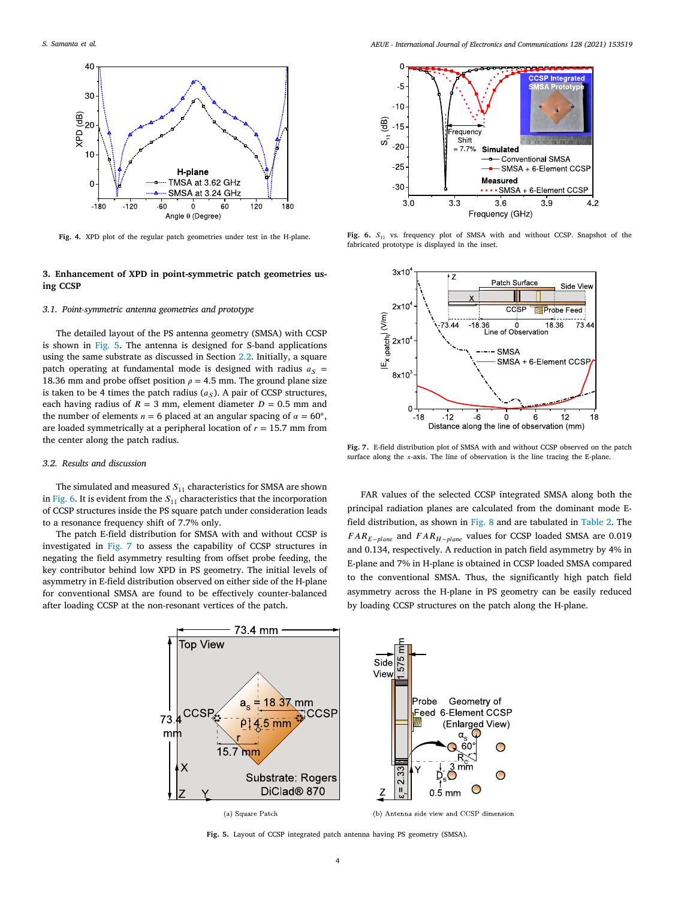Fig. 4. XPD plot of the regular patch geometries under test in the H-plane.

## 3. Enhancement of XPD in point-symmetric patch geometries using CCSP

### 3.1. Point-symmetric antenna geometries and prototype

The detailed layout of the PS antenna geometry (SMSA) with CCSP is shown in Fig. 5. The antenna is designed for S-band applications using the same substrate as discussed in Section 2.2. Initially, a square patch operating at fundamental mode is designed with radius $a_S$ = 18.36 mm and probe offset position $\rho$ = 4.5 mm. The ground plane size is taken to be 4 times the patch radius ($a_S$). A pair of CCSP structures, each having radius of $R$ = 3 mm, element diameter $D$ = 0.5 mm and the number of elements $n$ = 6 placed at an angular spacing of $\alpha$ = 60°, are loaded symmetrically at a peripheral location of $r$ = 15.7 mm from the center along the patch radius.

### 3.2. Results and discussion

The simulated and measured $S_{11}$ characteristics for SMSA are shown in Fig. 6. It is evident from the $S_{11}$ characteristics that the incorporation of CCSP structures inside the PS square patch under consideration leads to a resonance frequency shift of 7.7% only.

The patch E-field distribution for SMSA with and without CCSP is investigated in Fig. 7 to assess the capability of CCSP structures in negating the field asymmetry resulting from offset probe feeding, the key contributor behind low XPD in PS geometry. The initial levels of asymmetry in E-field distribution observed on either side of the H-plane for conventional SMSA are found to be effectively counter-balanced after loading CCSP at the non-resonant vertices of the patch.

Fig. 6. $S_{11}$ vs. frequency plot of SMSA with and without CCSP. Snapshot of the fabricated prototype is displayed in the inset.

Fig. 7. E-field distribution plot of SMSA with and without CCSP observed on the patch surface along the $x$-axis. The line of observation is the line tracing the E-plane.

FAR values of the selected CCSP integrated SMSA along both the principal radiation planes are calculated from the dominant mode E-field distribution, as shown in Fig. 8 and are tabulated in Table 2. The $FAR_{E-plane}$ and $FAR_{H-plane}$ values for CCSP loaded SMSA are 0.019 and 0.134, respectively. A reduction in patch field asymmetry by 4% in E-plane and 7% in H-plane is obtained in CCSP loaded SMSA compared to the conventional SMSA. Thus, the significantly high patch field asymmetry across the H-plane in PS geometry can be easily reduced by loading CCSP structures on the patch along the H-plane.

(a) Square Patch

(b) Antenna side view and CCSP dimension

Fig. 5. Layout of CCSP integrated patch antenna having PS geometry (SMSA).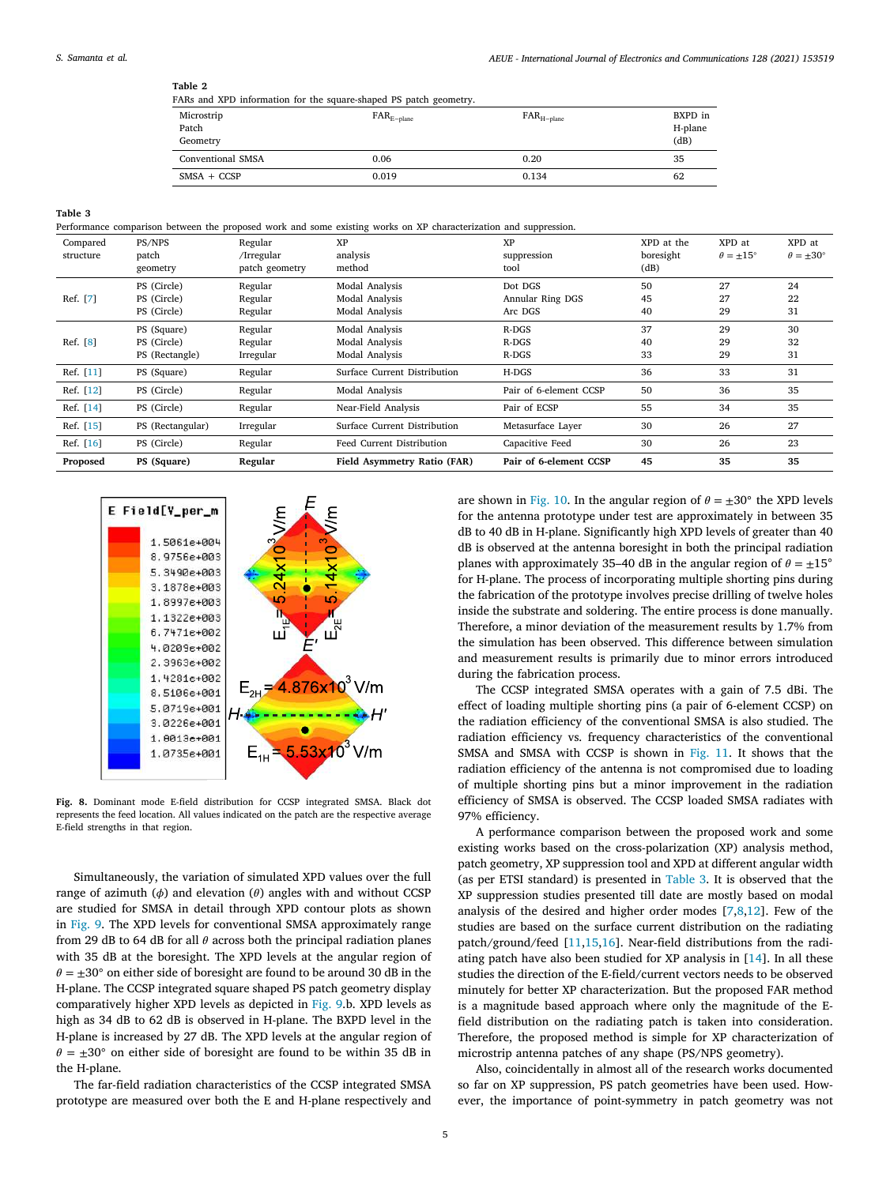**Table 2**
FARs and XPD information for the square-shaped PS patch geometry.

| Microstrip Patch Geometry | $FAR_{E-plane}$ | $FAR_{H-plane}$ | BXPD in H-plane (dB) |
|---|---|---|---|
| Conventional SMSA | 0.06 | 0.20 | 35 |
| SMSA + CCSP | 0.019 | 0.134 | 62 |

**Table 3**
Performance comparison between the proposed work and some existing works on XP characterization and suppression.

| Compared structure | PS/NPS patch geometry | Regular /Irregular patch geometry | XP analysis method | XP suppression tool | XPD at the boresight (dB) | XPD at $\theta = \pm 15^{\circ}$ | XPD at $\theta = \pm 30^{\circ}$ |
|---|---|---|---|---|---|---|---|
| Ref. [7] | PS (Circle) | Regular | Modal Analysis | Dot DGS | 50 | 27 | 24 |
| | PS (Circle) | Regular | Modal Analysis | Annular Ring DGS | 45 | 27 | 22 |
| | PS (Circle) | Regular | Modal Analysis | Arc DGS | 40 | 29 | 31 |
| Ref. [8] | PS (Square) | Regular | Modal Analysis | R-DGS | 37 | 29 | 30 |
| | PS (Circle) | Regular | Modal Analysis | R-DGS | 40 | 29 | 32 |
| | PS (Rectangle) | Irregular | Modal Analysis | R-DGS | 33 | 29 | 31 |
| Ref. [11] | PS (Square) | Regular | Surface Current Distribution | H-DGS | 36 | 33 | 31 |
| Ref. [12] | PS (Circle) | Regular | Modal Analysis | Pair of 6-element CCSP | 50 | 36 | 35 |
| Ref. [14] | PS (Circle) | Regular | Near-Field Analysis | Pair of ECSP | 55 | 34 | 35 |
| Ref. [15] | PS (Rectangular) | Irregular | Surface Current Distribution | Metasurface Layer | 30 | 26 | 27 |
| Ref. [16] | PS (Circle) | Regular | Feed Current Distribution | Capacitive Feed | 30 | 26 | 23 |
| **Proposed** | **PS (Square)** | **Regular** | **Field Asymmetry Ratio (FAR)** | **Pair of 6-element CCSP** | **45** | **35** | **35** |

**Fig. 8.** Dominant mode E-field distribution for CCSP integrated SMSA. Black dot represents the feed location. All values indicated on the patch are the respective average E-field strengths in that region.

Simultaneously, the variation of simulated XPD values over the full range of azimuth ($\phi$) and elevation ($\theta$) angles with and without CCSP are studied for SMSA in detail through XPD contour plots as shown in Fig. 9. The XPD levels for conventional SMSA approximately range from 29 dB to 64 dB for all $\theta$ across both the principal radiation planes with 35 dB at the boresight. The XPD levels at the angular region of $\theta = \pm 30^{\circ}$ on either side of boresight are found to be around 30 dB in the H-plane. The CCSP integrated square shaped PS patch geometry display comparatively higher XPD levels as depicted in Fig. 9.b. XPD levels as high as 34 dB to 62 dB is observed in H-plane. The BXPD level in the H-plane is increased by 27 dB. The XPD levels at the angular region of $\theta = \pm 30^{\circ}$ on either side of boresight are found to be within 35 dB in the H-plane.

The far-field radiation characteristics of the CCSP integrated SMSA prototype are measured over both the E and H-plane respectively and are shown in Fig. 10. In the angular region of $\theta = \pm 30^{\circ}$ the XPD levels for the antenna prototype under test are approximately in between 35 dB to 40 dB in H-plane. Significantly high XPD levels of greater than 40 dB is observed at the antenna boresight in both the principal radiation planes with approximately 35–40 dB in the angular region of $\theta = \pm 15^{\circ}$ for H-plane. The process of incorporating multiple shorting pins during the fabrication of the prototype involves precise drilling of twelve holes inside the substrate and soldering. The entire process is done manually. Therefore, a minor deviation of the measurement results by 1.7% from the simulation has been observed. This difference between simulation and measurement results is primarily due to minor errors introduced during the fabrication process.

The CCSP integrated SMSA operates with a gain of 7.5 dBi. The effect of loading multiple shorting pins (a pair of 6-element CCSP) on the radiation efficiency of the conventional SMSA is also studied. The radiation efficiency vs. frequency characteristics of the conventional SMSA and SMSA with CCSP is shown in Fig. 11. It shows that the radiation efficiency of the antenna is not compromised due to loading of multiple shorting pins but a minor improvement in the radiation efficiency of SMSA is observed. The CCSP loaded SMSA radiates with 97% efficiency.

A performance comparison between the proposed work and some existing works based on the cross-polarization (XP) analysis method, patch geometry, XP suppression tool and XPD at different angular width (as per ETSI standard) is presented in Table 3. It is observed that the XP suppression studies presented till date are mostly based on modal analysis of the desired and higher order modes [7,8,12]. Few of the studies are based on the surface current distribution on the radiating patch/ground/feed [11,15,16]. Near-field distributions from the radiating patch have also been studied for XP analysis in [14]. In all these studies the direction of the E-field/current vectors needs to be observed minutely for better XP characterization. But the proposed FAR method is a magnitude based approach where only the magnitude of the E-field distribution on the radiating patch is taken into consideration. Therefore, the proposed method is simple for XP characterization of microstrip antenna patches of any shape (PS/NPS geometry).

Also, coincidentally in almost all of the research works documented so far on XP suppression, PS patch geometries have been used. However, the importance of point-symmetry in patch geometry was not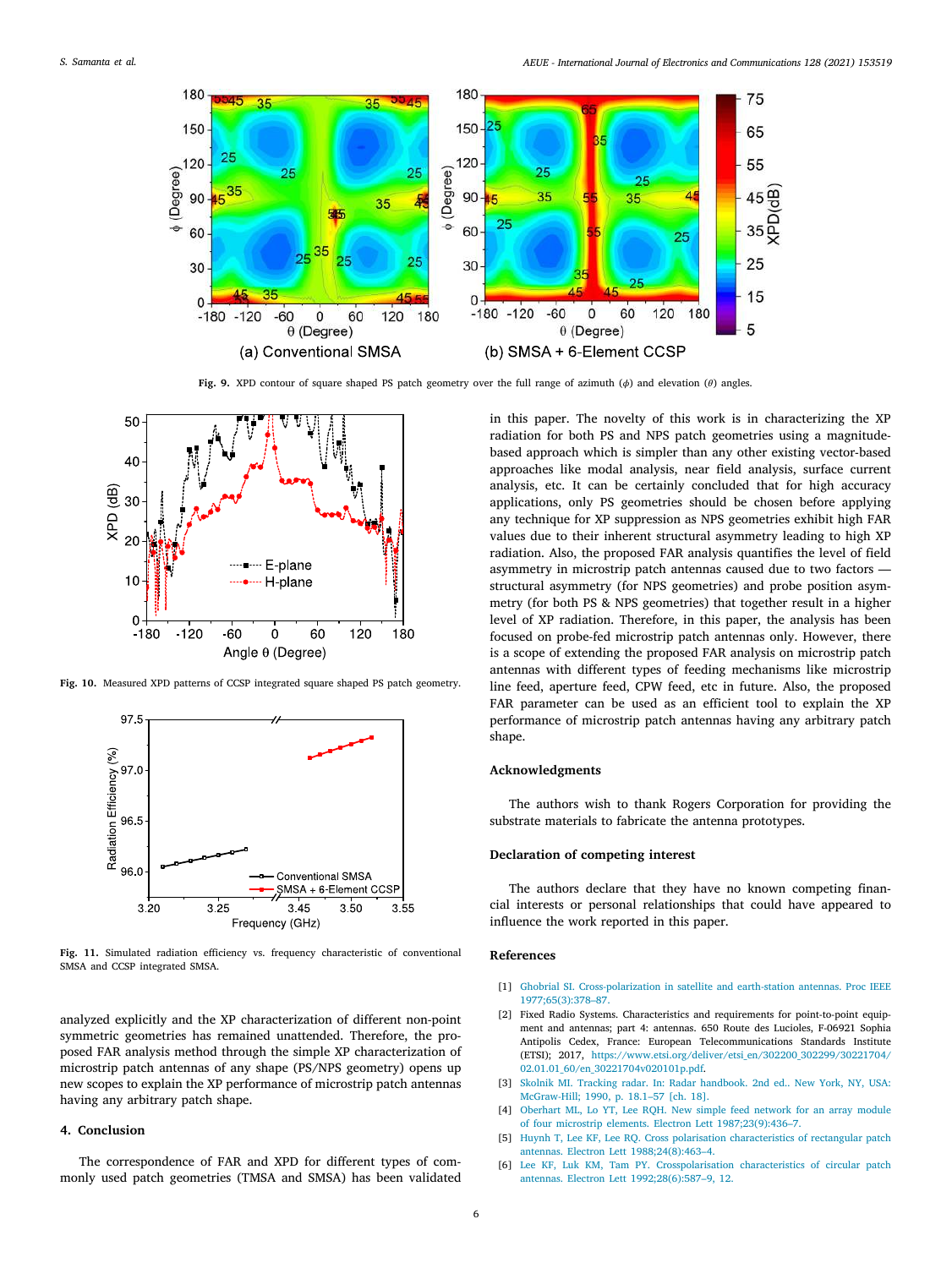Fig. 9. XPD contour of square shaped PS patch geometry over the full range of azimuth ($\phi$) and elevation ($\theta$) angles.

Fig. 10. Measured XPD patterns of CCSP integrated square shaped PS patch geometry.

Fig. 11. Simulated radiation efficiency vs. frequency characteristic of conventional SMSA and CCSP integrated SMSA.

analyzed explicitly and the XP characterization of different non-point symmetric geometries has remained unattended. Therefore, the proposed FAR analysis method through the simple XP characterization of microstrip patch antennas of any shape (PS/NPS geometry) opens up new scopes to explain the XP performance of microstrip patch antennas having any arbitrary patch shape.

## 4. Conclusion

The correspondence of FAR and XPD for different types of commonly used patch geometries (TMSA and SMSA) has been validated in this paper. The novelty of this work is in characterizing the XP radiation for both PS and NPS patch geometries using a magnitude-based approach which is simpler than any other existing vector-based approaches like modal analysis, near field analysis, surface current analysis, etc. It can be certainly concluded that for high accuracy applications, only PS geometries should be chosen before applying any technique for XP suppression as NPS geometries exhibit high FAR values due to their inherent structural asymmetry leading to high XP radiation. Also, the proposed FAR analysis quantifies the level of field asymmetry in microstrip patch antennas caused due to two factors — structural asymmetry (for NPS geometries) and probe position asymmetry (for both PS & NPS geometries) that together result in a higher level of XP radiation. Therefore, in this paper, the analysis has been focused on probe-fed microstrip patch antennas only. However, there is a scope of extending the proposed FAR analysis on microstrip patch antennas with different types of feeding mechanisms like microstrip line feed, aperture feed, CPW feed, etc in future. Also, the proposed FAR parameter can be used as an efficient tool to explain the XP performance of microstrip patch antennas having any arbitrary patch shape.

## Acknowledgments

The authors wish to thank Rogers Corporation for providing the substrate materials to fabricate the antenna prototypes.

## Declaration of competing interest

The authors declare that they have no known competing financial interests or personal relationships that could have appeared to influence the work reported in this paper.

## References

[1] Ghobrial SI. Cross-polarization in satellite and earth-station antennas. Proc IEEE 1977;65(3):378–87.

[2] Fixed Radio Systems. Characteristics and requirements for point-to-point equipment and antennas; part 4: antennas. 650 Route des Lucioles, F-06921 Sophia Antipolis Cedex, France: European Telecommunications Standards Institute (ETSI); 2017, https://www.etsi.org/deliver/etsi_en/302200_302299/30221704/02.01.01_60/en_30221704v020101p.pdf.

[3] Skolnik MI. Tracking radar. In: Radar handbook. 2nd ed.. New York, NY, USA: McGraw-Hill; 1990, p. 18.1–57 [ch. 18].

[4] Oberhart ML, Lo YT, Lee RQH. New simple feed network for an array module of four microstrip elements. Electron Lett 1987;23(9):436–7.

[5] Huynh T, Lee KF, Lee RQ. Cross polarisation characteristics of rectangular patch antennas. Electron Lett 1988;24(8):463–4.

[6] Lee KF, Luk KM, Tam PY. Crosspolarisation characteristics of circular patch antennas. Electron Lett 1992;28(6):587–9, 12.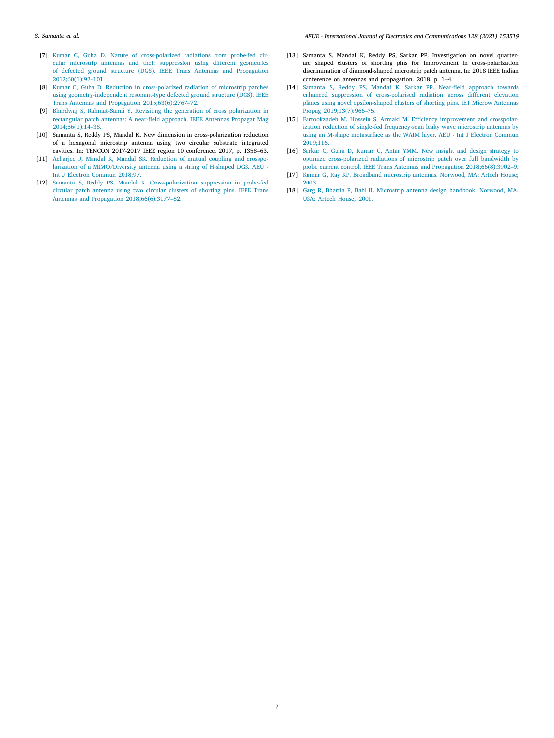[7] Kumar C, Guha D. Nature of cross-polarized radiations from probe-fed circular microstrip antennas and their suppression using different geometries of defected ground structure (DGS). IEEE Trans Antennas and Propagation 2012;60(1):92–101.

[8] Kumar C, Guha D. Reduction in cross-polarized radiation of microstrip patches using geometry-independent resonant-type defected ground structure (DGS). IEEE Trans Antennas and Propagation 2015;63(6):2767–72.

[9] Bhardwaj S, Rahmat-Samii Y. Revisiting the generation of cross polarization in rectangular patch antennas: A near-field approach. IEEE Antennas Propagat Mag 2014;56(1):14–38.

[10] Samanta S, Reddy PS, Mandal K. New dimension in cross-polarization reduction of a hexagonal microstrip antenna using two circular substrate integrated cavities. In: TENCON 2017-2017 IEEE region 10 conference. 2017, p. 1358–63.

[11] Acharjee J, Mandal K, Mandal SK. Reduction of mutual coupling and crosspolarization of a MIMO/Diversity antenna using a string of H-shaped DGS. AEU - Int J Electron Commun 2018;97.

[12] Samanta S, Reddy PS, Mandal K. Cross-polarization suppression in probe-fed circular patch antenna using two circular clusters of shorting pins. IEEE Trans Antennas and Propagation 2018;66(6):3177–82.

[13] Samanta S, Mandal K, Reddy PS, Sarkar PP. Investigation on novel quarter-arc shaped clusters of shorting pins for improvement in cross-polarization discrimination of diamond-shaped microstrip patch antenna. In: 2018 IEEE Indian conference on antennas and propagation. 2018, p. 1–4.

[14] Samanta S, Reddy PS, Mandal K, Sarkar PP. Near-field approach towards enhanced suppression of cross-polarised radiation across different elevation planes using novel epsilon-shaped clusters of shorting pins. IET Microw Antennas Propag 2019;13(7):966–75.

[15] Fartookzadeh M, Hossein S, Armaki M. Efficiency improvement and crosspolarization reduction of single-fed frequency-scan leaky wave microstrip antennas by using an M-shape metasurface as the WAIM layer. AEU - Int J Electron Commun 2019;116.

[16] Sarkar C, Guha D, Kumar C, Antar YMM. New insight and design strategy to optimize cross-polarized radiations of microstrip patch over full bandwidth by probe current control. IEEE Trans Antennas and Propagation 2018;66(8):3902–9.

[17] Kumar G, Ray KP. Broadband microstrip antennas. Norwood, MA: Artech House; 2003.

[18] Garg R, Bhartia P, Bahl II. Microstrip antenna design handbook. Norwood, MA, USA: Artech House; 2001.